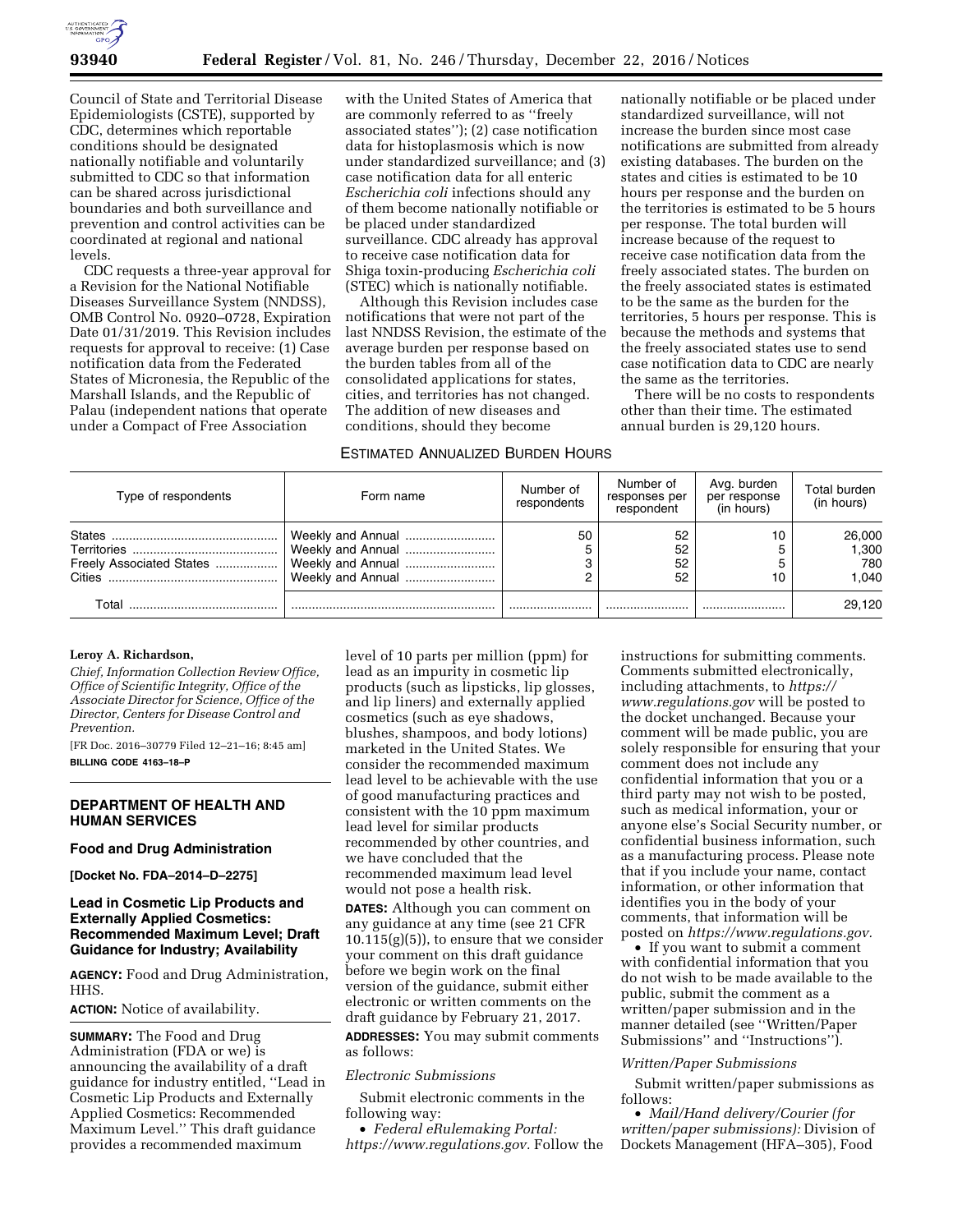Council of State and Territorial Disease Epidemiologists (CSTE), supported by CDC, determines which reportable conditions should be designated nationally notifiable and voluntarily submitted to CDC so that information can be shared across jurisdictional boundaries and both surveillance and prevention and control activities can be coordinated at regional and national levels.

CDC requests a three-year approval for a Revision for the National Notifiable Diseases Surveillance System (NNDSS), OMB Control No. 0920–0728, Expiration Date 01/31/2019. This Revision includes requests for approval to receive: (1) Case notification data from the Federated States of Micronesia, the Republic of the Marshall Islands, and the Republic of Palau (independent nations that operate under a Compact of Free Association with the United States of America that are commonly referred to as ''freely associated states''); (2) case notification data for histoplasmosis which is now under standardized surveillance; and (3) case notification data for all enteric *Escherichia coli* infections should any of them become nationally notifiable or be placed under standardized surveillance. CDC already has approval to receive case notification data for Shiga toxin-producing *Escherichia coli* (STEC) which is nationally notifiable.

Although this Revision includes case notifications that were not part of the last NNDSS Revision, the estimate of the average burden per response based on the burden tables from all of the consolidated applications for states, cities, and territories has not changed. The addition of new diseases and conditions, should they become nationally notifiable or be placed under standardized surveillance, will not increase the burden since most case notifications are submitted from already existing databases. The burden on the states and cities is estimated to be 10 hours per response and the burden on the territories is estimated to be 5 hours per response. The total burden will increase because of the request to receive case notification data from the freely associated states. The burden on the freely associated states is estimated to be the same as the burden for the territories, 5 hours per response. This is because the methods and systems that the freely associated states use to send case notification data to CDC are nearly the same as the territories.

There will be no costs to respondents other than their time. The estimated annual burden is 29,120 hours.

ESTIMATED ANNUALIZED BURDEN HOURS

| Type of respondents | Form name | Number of respondents | Number of responses per respondent | Avg. burden per response (in hours) | Total burden (in hours) |
|---|---|---|---|---|---|
| States | Weekly and Annual | 50 | 52 | 10 | 26,000 |
| Territories | Weekly and Annual | 5 | 52 | 5 | 1,300 |
| Freely Associated States | Weekly and Annual | 3 | 52 | 5 | 780 |
| Cities | Weekly and Annual | 2 | 52 | 10 | 1,040 |
| Total | | | | | 29,120 |

**Leroy A. Richardson,**

*Chief, Information Collection Review Office, Office of Scientific Integrity, Office of the Associate Director for Science, Office of the Director, Centers for Disease Control and Prevention.*

[FR Doc. 2016–30779 Filed 12–21–16; 8:45 am]

**BILLING CODE 4163–18–P**

## DEPARTMENT OF HEALTH AND HUMAN SERVICES

### Food and Drug Administration

**[Docket No. FDA–2014–D–2275]**

### Lead in Cosmetic Lip Products and Externally Applied Cosmetics: Recommended Maximum Level; Draft Guidance for Industry; Availability

**AGENCY:** Food and Drug Administration, HHS.

**ACTION:** Notice of availability.

**SUMMARY:** The Food and Drug Administration (FDA or we) is announcing the availability of a draft guidance for industry entitled, ''Lead in Cosmetic Lip Products and Externally Applied Cosmetics: Recommended Maximum Level.'' This draft guidance provides a recommended maximum level of 10 parts per million (ppm) for lead as an impurity in cosmetic lip products (such as lipsticks, lip glosses, and lip liners) and externally applied cosmetics (such as eye shadows, blushes, shampoos, and body lotions) marketed in the United States. We consider the recommended maximum lead level to be achievable with the use of good manufacturing practices and consistent with the 10 ppm maximum lead level for similar products recommended by other countries, and we have concluded that the recommended maximum lead level would not pose a health risk.

**DATES:** Although you can comment on any guidance at any time (see 21 CFR 10.115(g)(5)), to ensure that we consider your comment on this draft guidance before we begin work on the final version of the guidance, submit either electronic or written comments on the draft guidance by February 21, 2017.

**ADDRESSES:** You may submit comments as follows:

*Electronic Submissions*

Submit electronic comments in the following way:

- *Federal eRulemaking Portal: https://www.regulations.gov.* Follow the instructions for submitting comments. Comments submitted electronically, including attachments, to *https://www.regulations.gov* will be posted to the docket unchanged. Because your comment will be made public, you are solely responsible for ensuring that your comment does not include any confidential information that you or a third party may not wish to be posted, such as medical information, your or anyone else's Social Security number, or confidential business information, such as a manufacturing process. Please note that if you include your name, contact information, or other information that identifies you in the body of your comments, that information will be posted on *https://www.regulations.gov.*
- If you want to submit a comment with confidential information that you do not wish to be made available to the public, submit the comment as a written/paper submission and in the manner detailed (see ''Written/Paper Submissions'' and ''Instructions'').

*Written/Paper Submissions*

Submit written/paper submissions as follows:

- *Mail/Hand delivery/Courier (for written/paper submissions):* Division of Dockets Management (HFA–305), Food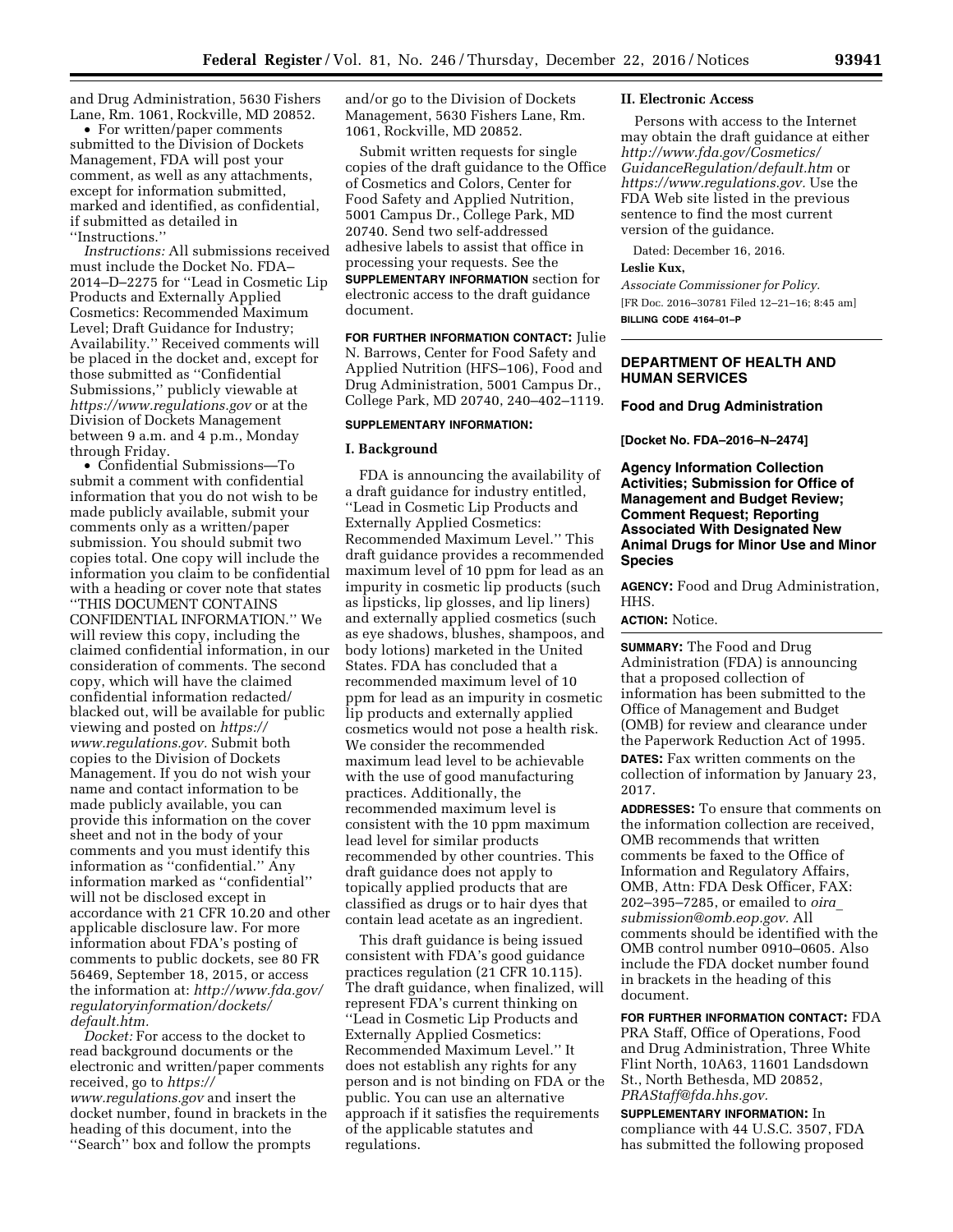and Drug Administration, 5630 Fishers Lane, Rm. 1061, Rockville, MD 20852.

- For written/paper comments submitted to the Division of Dockets Management, FDA will post your comment, as well as any attachments, except for information submitted, marked and identified, as confidential, if submitted as detailed in "Instructions."

*Instructions:* All submissions received must include the Docket No. FDA–2014–D–2275 for "Lead in Cosmetic Lip Products and Externally Applied Cosmetics: Recommended Maximum Level; Draft Guidance for Industry; Availability." Received comments will be placed in the docket and, except for those submitted as "Confidential Submissions," publicly viewable at *https://www.regulations.gov* or at the Division of Dockets Management between 9 a.m. and 4 p.m., Monday through Friday.

- Confidential Submissions—To submit a comment with confidential information that you do not wish to be made publicly available, submit your comments only as a written/paper submission. You should submit two copies total. One copy will include the information you claim to be confidential with a heading or cover note that states "THIS DOCUMENT CONTAINS CONFIDENTIAL INFORMATION." We will review this copy, including the claimed confidential information, in our consideration of comments. The second copy, which will have the claimed confidential information redacted/blacked out, will be available for public viewing and posted on *https://www.regulations.gov.* Submit both copies to the Division of Dockets Management. If you do not wish your name and contact information to be made publicly available, you can provide this information on the cover sheet and not in the body of your comments and you must identify this information as "confidential." Any information marked as "confidential" will not be disclosed except in accordance with 21 CFR 10.20 and other applicable disclosure law. For more information about FDA's posting of comments to public dockets, see 80 FR 56469, September 18, 2015, or access the information at: *http://www.fda.gov/regulatoryinformation/dockets/default.htm.*

*Docket:* For access to the docket to read background documents or the electronic and written/paper comments received, go to *https://www.regulations.gov* and insert the docket number, found in brackets in the heading of this document, into the "Search" box and follow the prompts and/or go to the Division of Dockets Management, 5630 Fishers Lane, Rm. 1061, Rockville, MD 20852.

Submit written requests for single copies of the draft guidance to the Office of Cosmetics and Colors, Center for Food Safety and Applied Nutrition, 5001 Campus Dr., College Park, MD 20740. Send two self-addressed adhesive labels to assist that office in processing your requests. See the **SUPPLEMENTARY INFORMATION** section for electronic access to the draft guidance document.

**FOR FURTHER INFORMATION CONTACT:** Julie N. Barrows, Center for Food Safety and Applied Nutrition (HFS–106), Food and Drug Administration, 5001 Campus Dr., College Park, MD 20740, 240–402–1119.

**SUPPLEMENTARY INFORMATION:**

## I. Background

FDA is announcing the availability of a draft guidance for industry entitled, "Lead in Cosmetic Lip Products and Externally Applied Cosmetics: Recommended Maximum Level." This draft guidance provides a recommended maximum level of 10 ppm for lead as an impurity in cosmetic lip products (such as lipsticks, lip glosses, and lip liners) and externally applied cosmetics (such as eye shadows, blushes, shampoos, and body lotions) marketed in the United States. FDA has concluded that a recommended maximum level of 10 ppm for lead as an impurity in cosmetic lip products and externally applied cosmetics would not pose a health risk. We consider the recommended maximum lead level to be achievable with the use of good manufacturing practices. Additionally, the recommended maximum level is consistent with the 10 ppm maximum lead level for similar products recommended by other countries. This draft guidance does not apply to topically applied products that are classified as drugs or to hair dyes that contain lead acetate as an ingredient.

This draft guidance is being issued consistent with FDA's good guidance practices regulation (21 CFR 10.115). The draft guidance, when finalized, will represent FDA's current thinking on "Lead in Cosmetic Lip Products and Externally Applied Cosmetics: Recommended Maximum Level." It does not establish any rights for any person and is not binding on FDA or the public. You can use an alternative approach if it satisfies the requirements of the applicable statutes and regulations.

## II. Electronic Access

Persons with access to the Internet may obtain the draft guidance at either *http://www.fda.gov/Cosmetics/GuidanceRegulation/default.htm* or *https://www.regulations.gov.* Use the FDA Web site listed in the previous sentence to find the most current version of the guidance.

Dated: December 16, 2016.

**Leslie Kux,**

*Associate Commissioner for Policy.*

[FR Doc. 2016–30781 Filed 12–21–16; 8:45 am]

**BILLING CODE 4164–01–P**

---

# DEPARTMENT OF HEALTH AND HUMAN SERVICES

## Food and Drug Administration

**[Docket No. FDA–2016–N–2474]**

## Agency Information Collection Activities; Submission for Office of Management and Budget Review; Comment Request; Reporting Associated With Designated New Animal Drugs for Minor Use and Minor Species

**AGENCY:** Food and Drug Administration, HHS.

**ACTION:** Notice.

**SUMMARY:** The Food and Drug Administration (FDA) is announcing that a proposed collection of information has been submitted to the Office of Management and Budget (OMB) for review and clearance under the Paperwork Reduction Act of 1995.

**DATES:** Fax written comments on the collection of information by January 23, 2017.

**ADDRESSES:** To ensure that comments on the information collection are received, OMB recommends that written comments be faxed to the Office of Information and Regulatory Affairs, OMB, Attn: FDA Desk Officer, FAX: 202–395–7285, or emailed to *oira_submission@omb.eop.gov.* All comments should be identified with the OMB control number 0910–0605. Also include the FDA docket number found in brackets in the heading of this document.

**FOR FURTHER INFORMATION CONTACT:** FDA PRA Staff, Office of Operations, Food and Drug Administration, Three White Flint North, 10A63, 11601 Landsdown St., North Bethesda, MD 20852, *PRAStaff@fda.hhs.gov.*

**SUPPLEMENTARY INFORMATION:** In compliance with 44 U.S.C. 3507, FDA has submitted the following proposed